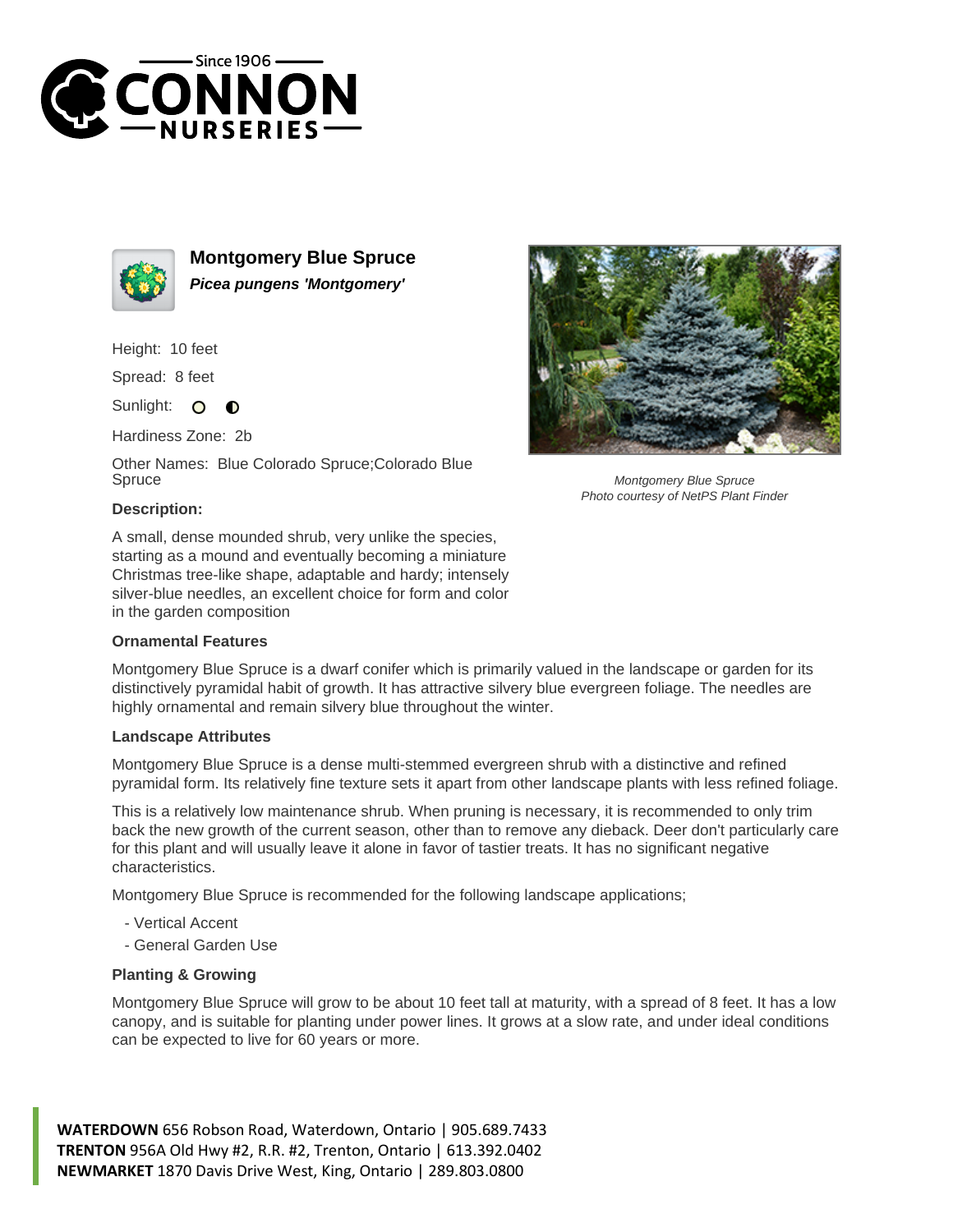# Montgomery Blue Spruce

***Picea pungens 'Montgomery'***

Height: 10 feet

Spread: 8 feet

Sunlight: ○ ◐

Hardiness Zone: 2b

Other Names: Blue Colorado Spruce;Colorado Blue Spruce

*Montgomery Blue Spruce*
*Photo courtesy of NetPS Plant Finder*

### Description:

A small, dense mounded shrub, very unlike the species, starting as a mound and eventually becoming a miniature Christmas tree-like shape, adaptable and hardy; intensely silver-blue needles, an excellent choice for form and color in the garden composition

### Ornamental Features

Montgomery Blue Spruce is a dwarf conifer which is primarily valued in the landscape or garden for its distinctively pyramidal habit of growth. It has attractive silvery blue evergreen foliage. The needles are highly ornamental and remain silvery blue throughout the winter.

### Landscape Attributes

Montgomery Blue Spruce is a dense multi-stemmed evergreen shrub with a distinctive and refined pyramidal form. Its relatively fine texture sets it apart from other landscape plants with less refined foliage.

This is a relatively low maintenance shrub. When pruning is necessary, it is recommended to only trim back the new growth of the current season, other than to remove any dieback. Deer don't particularly care for this plant and will usually leave it alone in favor of tastier treats. It has no significant negative characteristics.

Montgomery Blue Spruce is recommended for the following landscape applications;

- Vertical Accent
- General Garden Use

### Planting & Growing

Montgomery Blue Spruce will grow to be about 10 feet tall at maturity, with a spread of 8 feet. It has a low canopy, and is suitable for planting under power lines. It grows at a slow rate, and under ideal conditions can be expected to live for 60 years or more.

**WATERDOWN** 656 Robson Road, Waterdown, Ontario | 905.689.7433
**TRENTON** 956A Old Hwy #2, R.R. #2, Trenton, Ontario | 613.392.0402
**NEWMARKET** 1870 Davis Drive West, King, Ontario | 289.803.0800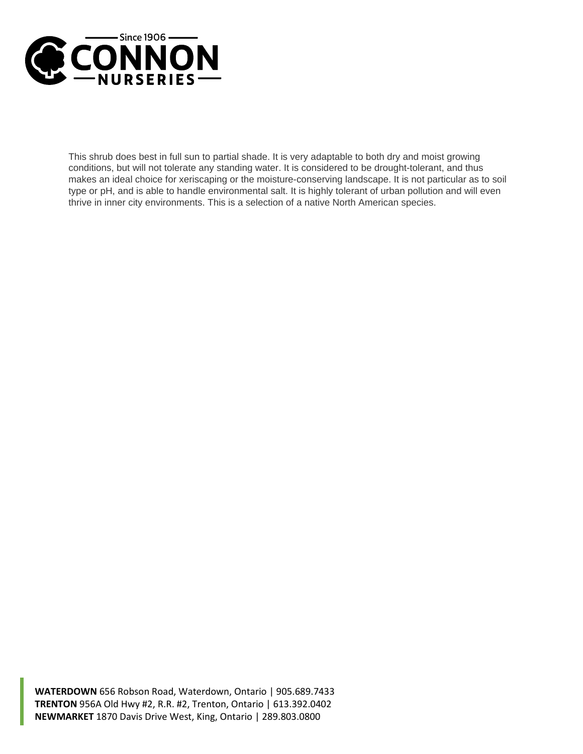This shrub does best in full sun to partial shade. It is very adaptable to both dry and moist growing conditions, but will not tolerate any standing water. It is considered to be drought-tolerant, and thus makes an ideal choice for xeriscaping or the moisture-conserving landscape. It is not particular as to soil type or pH, and is able to handle environmental salt. It is highly tolerant of urban pollution and will even thrive in inner city environments. This is a selection of a native North American species.